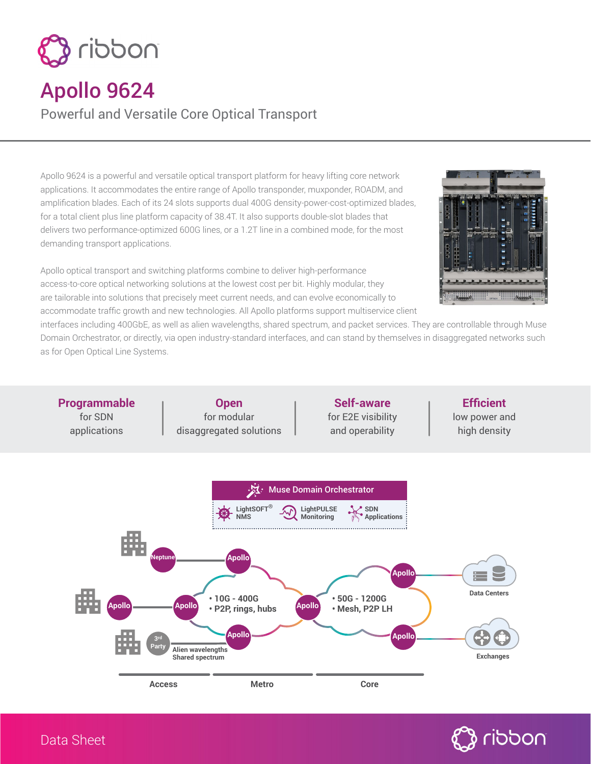# Apollo 9624

## Powerful and Versatile Core Optical Transport

Apollo 9624 is a powerful and versatile optical transport platform for heavy lifting core network applications. It accommodates the entire range of Apollo transponder, muxponder, ROADM, and amplification blades. Each of its 24 slots supports dual 400G density-power-cost-optimized blades, for a total client plus line platform capacity of 38.4T. It also supports double-slot blades that delivers two performance-optimized 600G lines, or a 1.2T line in a combined mode, for the most demanding transport applications.

Apollo optical transport and switching platforms combine to deliver high-performance access-to-core optical networking solutions at the lowest cost per bit. Highly modular, they are tailorable into solutions that precisely meet current needs, and can evolve economically to accommodate traffic growth and new technologies. All Apollo platforms support multiservice client interfaces including 400GbE, as well as alien wavelengths, shared spectrum, and packet services. They are controllable through Muse Domain Orchestrator, or directly, via open industry-standard interfaces, and can stand by themselves in disaggregated networks such as for Open Optical Line Systems.

**Programmable** for SDN applications | **Open** for modular disaggregated solutions | **Self-aware** for E2E visibility and operability | **Efficient** low power and high density

Muse Domain Orchestrator

LightSOFT® NMS | LightPULSE Monitoring | SDN Applications

Neptune | Apollo | 3rd Party | Alien wavelengths Shared spectrum

• 10G - 400G
• P2P, rings, hubs

• 50G - 1200G
• Mesh, P2P LH

Data Centers | Exchanges

Access | Metro | Core

Data Sheet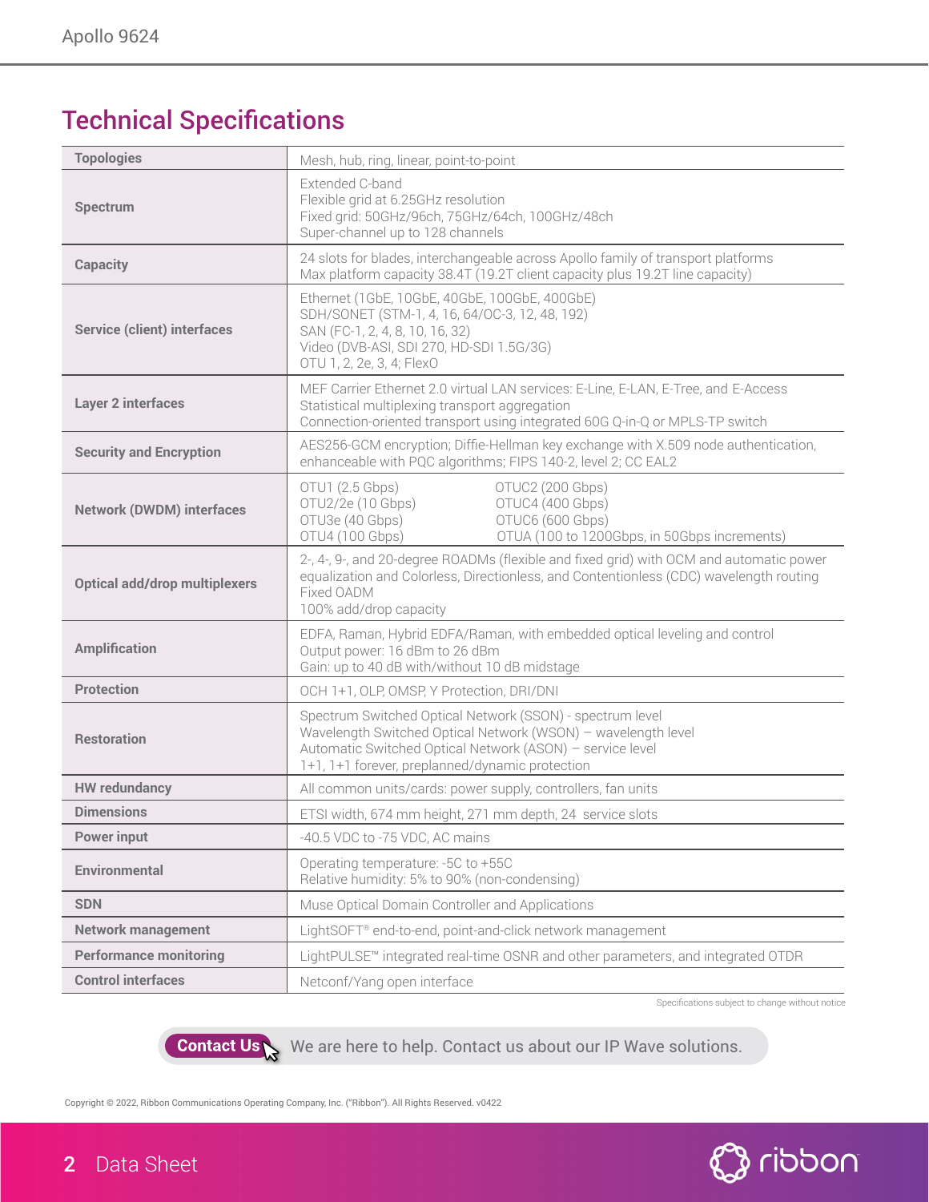## Technical Specifications

| | |
|---|---|
| **Topologies** | Mesh, hub, ring, linear, point-to-point |
| **Spectrum** | Extended C-band<br>Flexible grid at 6.25GHz resolution<br>Fixed grid: 50GHz/96ch, 75GHz/64ch, 100GHz/48ch<br>Super-channel up to 128 channels |
| **Capacity** | 24 slots for blades, interchangeable across Apollo family of transport platforms<br>Max platform capacity 38.4T (19.2T client capacity plus 19.2T line capacity) |
| **Service (client) interfaces** | Ethernet (1GbE, 10GbE, 40GbE, 100GbE, 400GbE)<br>SDH/SONET (STM-1, 4, 16, 64/OC-3, 12, 48, 192)<br>SAN (FC-1, 2, 4, 8, 10, 16, 32)<br>Video (DVB-ASI, SDI 270, HD-SDI 1.5G/3G)<br>OTU 1, 2, 2e, 3, 4; FlexO |
| **Layer 2 interfaces** | MEF Carrier Ethernet 2.0 virtual LAN services: E-Line, E-LAN, E-Tree, and E-Access<br>Statistical multiplexing transport aggregation<br>Connection-oriented transport using integrated 60G Q-in-Q or MPLS-TP switch |
| **Security and Encryption** | AES256-GCM encryption; Diffie-Hellman key exchange with X.509 node authentication, enhanceable with PQC algorithms; FIPS 140-2, level 2; CC EAL2 |
| **Network (DWDM) interfaces** | OTU1 (2.5 Gbps)<br>OTU2/2e (10 Gbps)<br>OTU3e (40 Gbps)<br>OTU4 (100 Gbps)<br>OTUC2 (200 Gbps)<br>OTUC4 (400 Gbps)<br>OTUC6 (600 Gbps)<br>OTUA (100 to 1200Gbps, in 50Gbps increments) |
| **Optical add/drop multiplexers** | 2-, 4-, 9-, and 20-degree ROADMs (flexible and fixed grid) with OCM and automatic power equalization and Colorless, Directionless, and Contentionless (CDC) wavelength routing<br>Fixed OADM<br>100% add/drop capacity |
| **Amplification** | EDFA, Raman, Hybrid EDFA/Raman, with embedded optical leveling and control<br>Output power: 16 dBm to 26 dBm<br>Gain: up to 40 dB with/without 10 dB midstage |
| **Protection** | OCH 1+1, OLP, OMSP, Y Protection, DRI/DNI |
| **Restoration** | Spectrum Switched Optical Network (SSON) - spectrum level<br>Wavelength Switched Optical Network (WSON) – wavelength level<br>Automatic Switched Optical Network (ASON) – service level<br>1+1, 1+1 forever, preplanned/dynamic protection |
| **HW redundancy** | All common units/cards: power supply, controllers, fan units |
| **Dimensions** | ETSI width, 674 mm height, 271 mm depth, 24 service slots |
| **Power input** | -40.5 VDC to -75 VDC, AC mains |
| **Environmental** | Operating temperature: -5C to +55C<br>Relative humidity: 5% to 90% (non-condensing) |
| **SDN** | Muse Optical Domain Controller and Applications |
| **Network management** | LightSOFT® end-to-end, point-and-click network management |
| **Performance monitoring** | LightPULSE™ integrated real-time OSNR and other parameters, and integrated OTDR |
| **Control interfaces** | Netconf/Yang open interface |

Specifications subject to change without notice

**Contact Us** We are here to help. Contact us about our IP Wave solutions.

Copyright © 2022, Ribbon Communications Operating Company, Inc. ("Ribbon"). All Rights Reserved. v0422